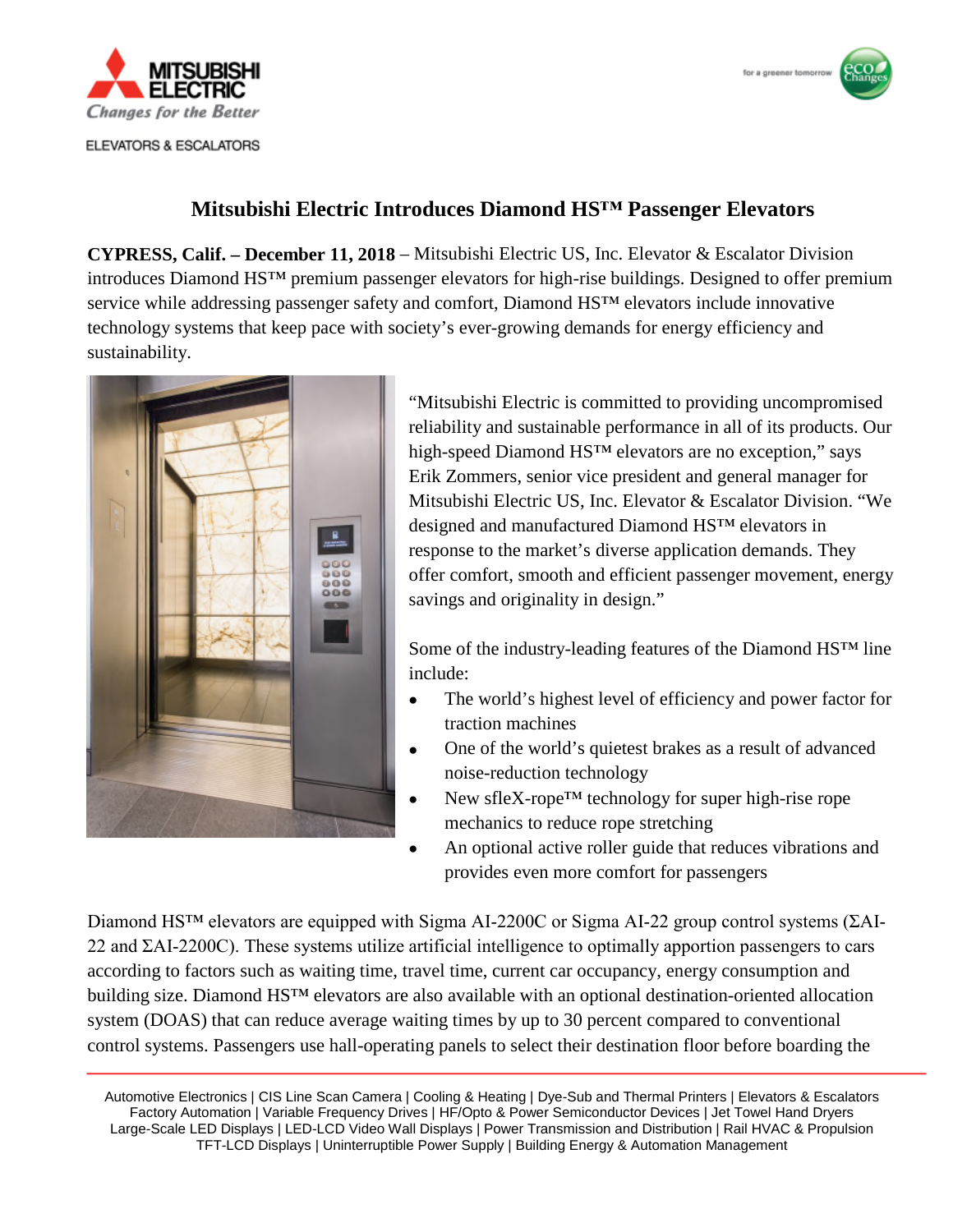MITSUBISHI ELECTRIC

*Changes for the Better*

ELEVATORS & ESCALATORS

for a greener tomorrow

# Mitsubishi Electric Introduces Diamond HS™ Passenger Elevators

**CYPRESS, Calif. – December 11, 2018** – Mitsubishi Electric US, Inc. Elevator & Escalator Division introduces Diamond HS™ premium passenger elevators for high-rise buildings. Designed to offer premium service while addressing passenger safety and comfort, Diamond HS™ elevators include innovative technology systems that keep pace with society's ever-growing demands for energy efficiency and sustainability.

"Mitsubishi Electric is committed to providing uncompromised reliability and sustainable performance in all of its products. Our high-speed Diamond HS™ elevators are no exception," says Erik Zommers, senior vice president and general manager for Mitsubishi Electric US, Inc. Elevator & Escalator Division. "We designed and manufactured Diamond HS™ elevators in response to the market's diverse application demands. They offer comfort, smooth and efficient passenger movement, energy savings and originality in design."

Some of the industry-leading features of the Diamond HS™ line include:

- The world's highest level of efficiency and power factor for traction machines
- One of the world's quietest brakes as a result of advanced noise-reduction technology
- New sfleX-rope™ technology for super high-rise rope mechanics to reduce rope stretching
- An optional active roller guide that reduces vibrations and provides even more comfort for passengers

Diamond HS™ elevators are equipped with Sigma AI-2200C or Sigma AI-22 group control systems (ΣAI-22 and ΣAI-2200C). These systems utilize artificial intelligence to optimally apportion passengers to cars according to factors such as waiting time, travel time, current car occupancy, energy consumption and building size. Diamond HS™ elevators are also available with an optional destination-oriented allocation system (DOAS) that can reduce average waiting times by up to 30 percent compared to conventional control systems. Passengers use hall-operating panels to select their destination floor before boarding the

Automotive Electronics | CIS Line Scan Camera | Cooling & Heating | Dye-Sub and Thermal Printers | Elevators & Escalators
Factory Automation | Variable Frequency Drives | HF/Opto & Power Semiconductor Devices | Jet Towel Hand Dryers
Large-Scale LED Displays | LED-LCD Video Wall Displays | Power Transmission and Distribution | Rail HVAC & Propulsion
TFT-LCD Displays | Uninterruptible Power Supply | Building Energy & Automation Management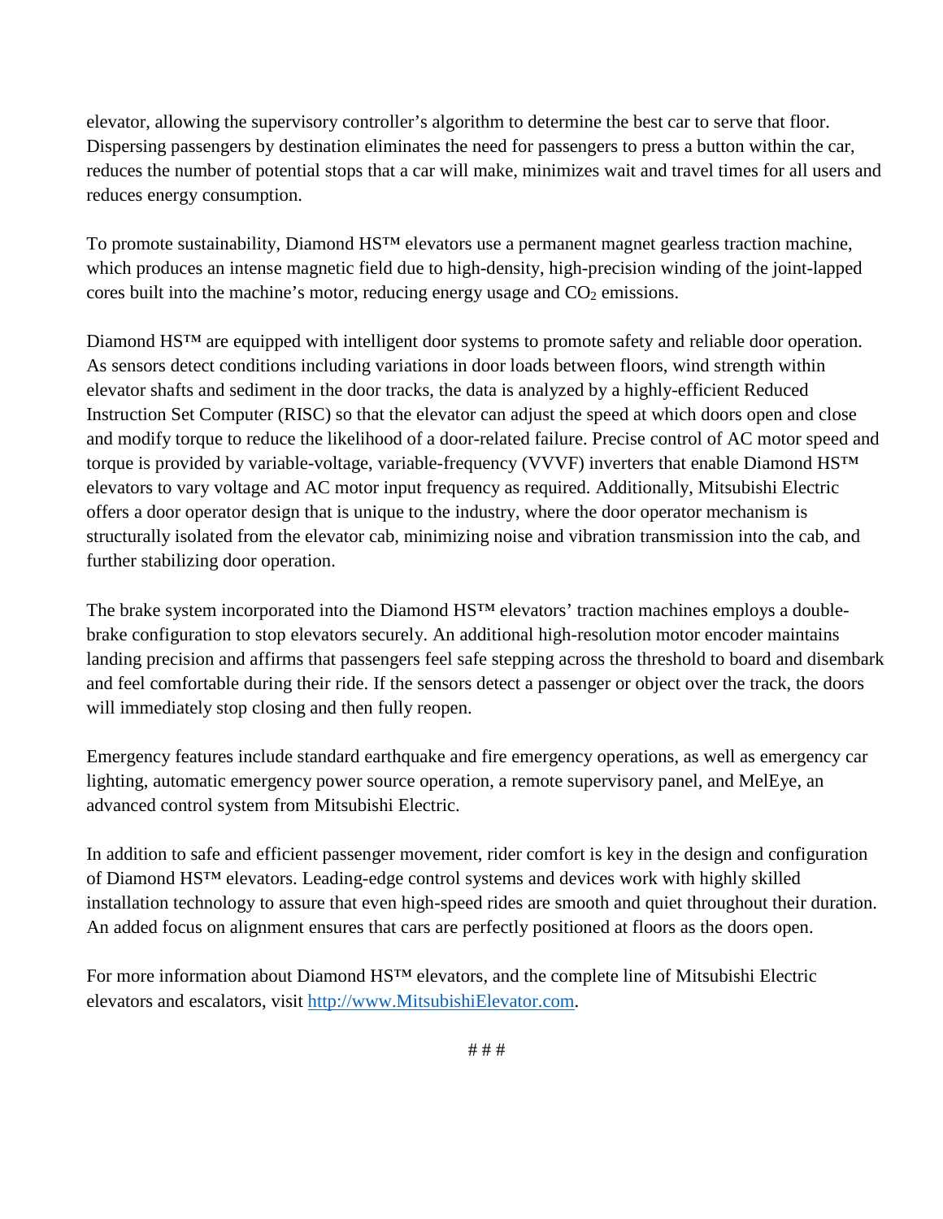elevator, allowing the supervisory controller's algorithm to determine the best car to serve that floor. Dispersing passengers by destination eliminates the need for passengers to press a button within the car, reduces the number of potential stops that a car will make, minimizes wait and travel times for all users and reduces energy consumption.

To promote sustainability, Diamond HS™ elevators use a permanent magnet gearless traction machine, which produces an intense magnetic field due to high-density, high-precision winding of the joint-lapped cores built into the machine's motor, reducing energy usage and $CO_2$ emissions.

Diamond HS™ are equipped with intelligent door systems to promote safety and reliable door operation. As sensors detect conditions including variations in door loads between floors, wind strength within elevator shafts and sediment in the door tracks, the data is analyzed by a highly-efficient Reduced Instruction Set Computer (RISC) so that the elevator can adjust the speed at which doors open and close and modify torque to reduce the likelihood of a door-related failure. Precise control of AC motor speed and torque is provided by variable-voltage, variable-frequency (VVVF) inverters that enable Diamond HS™ elevators to vary voltage and AC motor input frequency as required. Additionally, Mitsubishi Electric offers a door operator design that is unique to the industry, where the door operator mechanism is structurally isolated from the elevator cab, minimizing noise and vibration transmission into the cab, and further stabilizing door operation.

The brake system incorporated into the Diamond HS™ elevators' traction machines employs a double-brake configuration to stop elevators securely. An additional high-resolution motor encoder maintains landing precision and affirms that passengers feel safe stepping across the threshold to board and disembark and feel comfortable during their ride. If the sensors detect a passenger or object over the track, the doors will immediately stop closing and then fully reopen.

Emergency features include standard earthquake and fire emergency operations, as well as emergency car lighting, automatic emergency power source operation, a remote supervisory panel, and MelEye, an advanced control system from Mitsubishi Electric.

In addition to safe and efficient passenger movement, rider comfort is key in the design and configuration of Diamond HS™ elevators. Leading-edge control systems and devices work with highly skilled installation technology to assure that even high-speed rides are smooth and quiet throughout their duration. An added focus on alignment ensures that cars are perfectly positioned at floors as the doors open.

For more information about Diamond HS™ elevators, and the complete line of Mitsubishi Electric elevators and escalators, visit [http://www.MitsubishiElevator.com](http://www.MitsubishiElevator.com).

# # #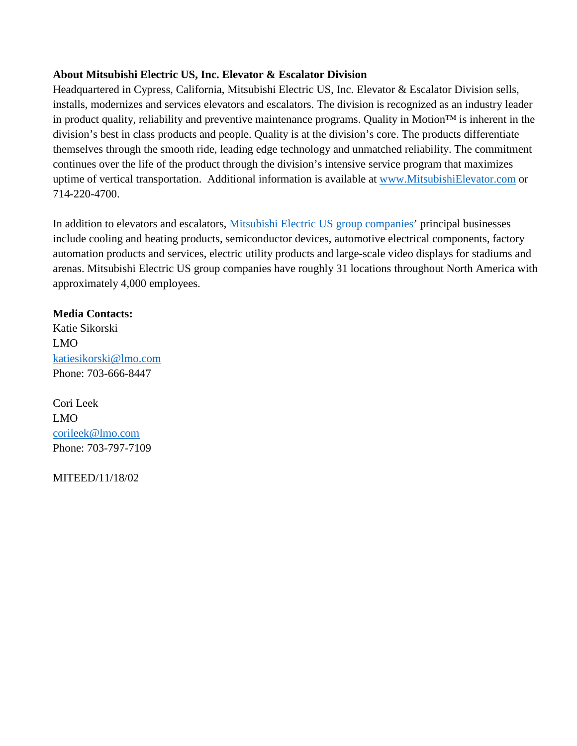**About Mitsubishi Electric US, Inc. Elevator & Escalator Division**

Headquartered in Cypress, California, Mitsubishi Electric US, Inc. Elevator & Escalator Division sells, installs, modernizes and services elevators and escalators. The division is recognized as an industry leader in product quality, reliability and preventive maintenance programs. Quality in Motion™ is inherent in the division's best in class products and people. Quality is at the division's core. The products differentiate themselves through the smooth ride, leading edge technology and unmatched reliability. The commitment continues over the life of the product through the division's intensive service program that maximizes uptime of vertical transportation. Additional information is available at www.MitsubishiElevator.com or 714-220-4700.

In addition to elevators and escalators, Mitsubishi Electric US group companies' principal businesses include cooling and heating products, semiconductor devices, automotive electrical components, factory automation products and services, electric utility products and large-scale video displays for stadiums and arenas. Mitsubishi Electric US group companies have roughly 31 locations throughout North America with approximately 4,000 employees.

**Media Contacts:**

Katie Sikorski
LMO
katiesikorski@lmo.com
Phone: 703-666-8447

Cori Leek
LMO
corileek@lmo.com
Phone: 703-797-7109

MITEED/11/18/02